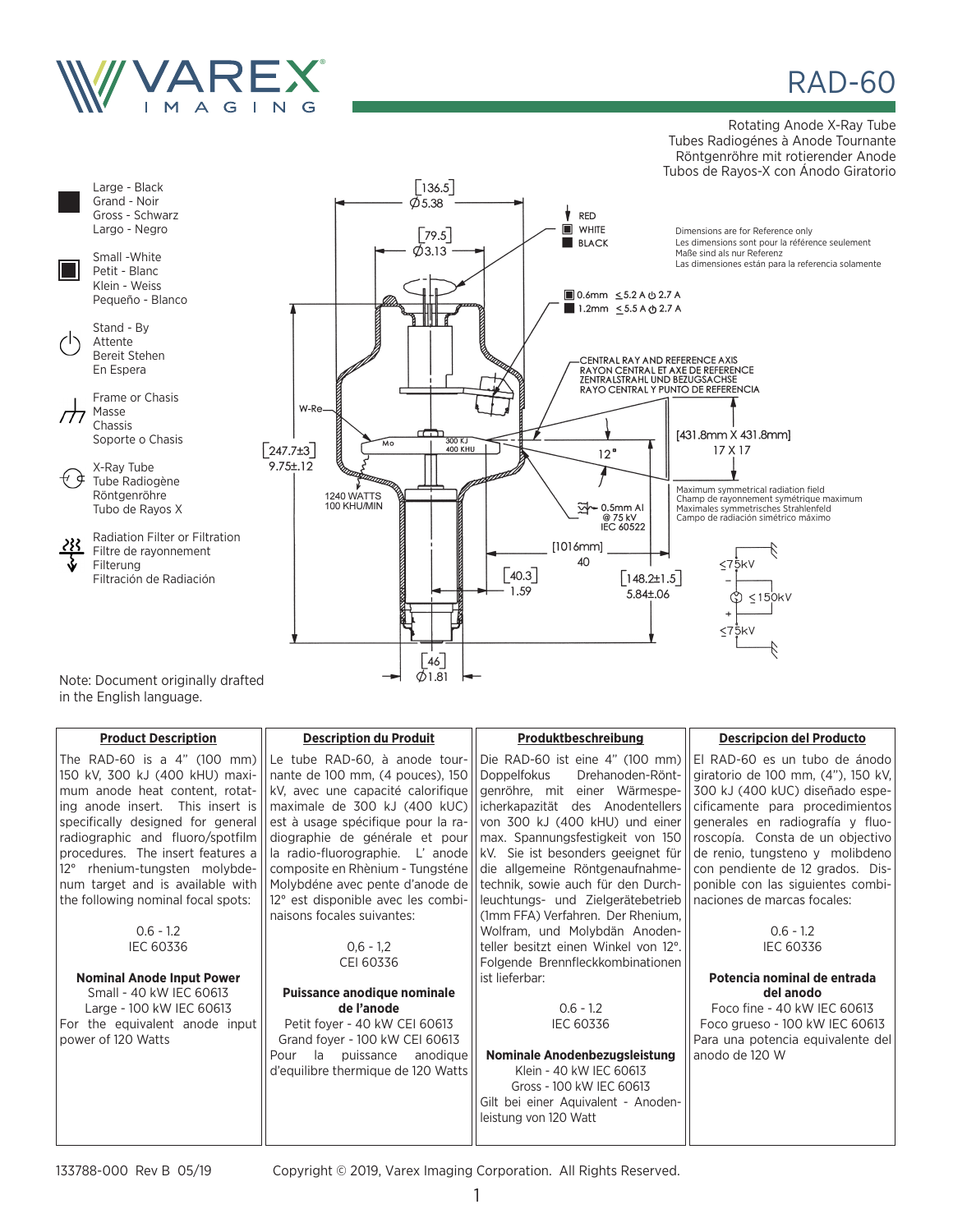# RAD-60

Rotating Anode X-Ray Tube
Tubes Radiogénes à Anode Tournante
Röntgenröhre mit rotierender Anode
Tubos de Rayos-X con Ánodo Giratorio

Large - Black
Grand - Noir
Gross - Schwarz
Largo - Negro

Small -White
Petit - Blanc
Klein - Weiss
Pequeño - Blanco

Stand - By
Attente
Bereit Stehen
En Espera

Frame or Chasis
Masse
Chassis
Soporte o Chasis

X-Ray Tube
Tube Radiogène
Röntgenröhre
Tubo de Rayos X

Radiation Filter or Filtration
Filtre de rayonnement
Filterung
Filtración de Radiación

[136.5] Ø5.38

[79.5] Ø3.13

RED
WHITE
BLACK

Dimensions are for Reference only
Les dimensions sont pour la référence seulement
Maße sind als nur Referenz
Las dimensiones están para la referencia solamente

0.6mm ≤5.2 A ⏻ 2.7 A
1.2mm ≤5.5 A ⏻ 2.7 A

CENTRAL RAY AND REFERENCE AXIS
RAYON CENTRAL ET AXE DE REFERENCE
ZENTRALSTRAHL UND BEZUGSACHSE
RAYO CENTRAL Y PUNTO DE REFERENCIA

W-Re
Mo
300 KJ
400 KHU

[431.8mm X 431.8mm]
17 X 17

12°

[247.7±3]
9.75±.12

1240 WATTS
100 KHU/MIN

Maximum symmetrical radiation field
Champ de rayonnement symétrique maximum
Maximales symmetrisches Strahlenfeld
Campo de radiación simétrico máximo

0.5mm Al
@ 75 kV
IEC 60522

[1016mm]
40

[40.3]
1.59

[148.2±1.5]
5.84±.06

≤75kV
≤150kV
≤75kV

[46]
Ø1.81

Note: Document originally drafted in the English language.

## Product Description

The RAD-60 is a 4" (100 mm) 150 kV, 300 kJ (400 kHU) maximum anode heat content, rotating anode insert. This insert is specifically designed for general radiographic and fluoro/spotfilm procedures. The insert features a 12° rhenium-tungsten molybdenum target and is available with the following nominal focal spots:

0.6 - 1.2
IEC 60336

**Nominal Anode Input Power**
Small - 40 kW IEC 60613
Large - 100 kW IEC 60613
For the equivalent anode input power of 120 Watts

## Description du Produit

Le tube RAD-60, à anode tournante de 100 mm, (4 pouces), 150 kV, avec une capacité calorifique maximale de 300 kJ (400 kUC) est à usage spécifique pour la radiographie de générale et pour la radio-fluorographie. L' anode composite en Rhènium - Tungsténe Molybdéne avec pente d'anode de 12° est disponible avec les combinaisons focales suivantes:

0,6 - 1,2
CEI 60336

**Puissance anodique nominale de l'anode**
Petit foyer - 40 kW CEI 60613
Grand foyer - 100 kW CEI 60613
Pour la puissance anodique d'equilibre thermique de 120 Watts

## Produktbeschreibung

Die RAD-60 ist eine 4" (100 mm) Doppelfokus Drehanoden-Röntgenröhre, mit einer Wärmespeicherkapazität des Anodentellers von 300 kJ (400 kHU) und einer max. Spannungsfestigkeit von 150 kV. Sie ist besonders geeignet für die allgemeine Röntgenaufnahmetechnik, sowie auch für den Durchleuchtungs- und Zielgerätebetrieb (1mm FFA) Verfahren. Der Rhenium, Wolfram, und Molybdän Anodenteller besitzt einen Winkel von 12°. Folgende Brennfleckkombinationen ist lieferbar:

0.6 - 1.2
IEC 60336

**Nominale Anodenbezugsleistung**
Klein - 40 kW IEC 60613
Gross - 100 kW IEC 60613
Gilt bei einer Aquivalent - Anodenleistung von 120 Watt

## Descripcion del Producto

El RAD-60 es un tubo de ánodo giratorio de 100 mm, (4"), 150 kV, 300 kJ (400 kUC) diseñado especificamente para procedimientos generales en radiografía y fluoroscopía. Consta de un objectivo de renio, tungsteno y molibdeno con pendiente de 12 grados. Disponible con las siguientes combinaciones de marcas focales:

0.6 - 1.2
IEC 60336

**Potencia nominal de entrada del anodo**
Foco fine - 40 kW IEC 60613
Foco grueso - 100 kW IEC 60613
Para una potencia equivalente del anodo de 120 W

133788-000 Rev B 05/19

Copyright © 2019, Varex Imaging Corporation. All Rights Reserved.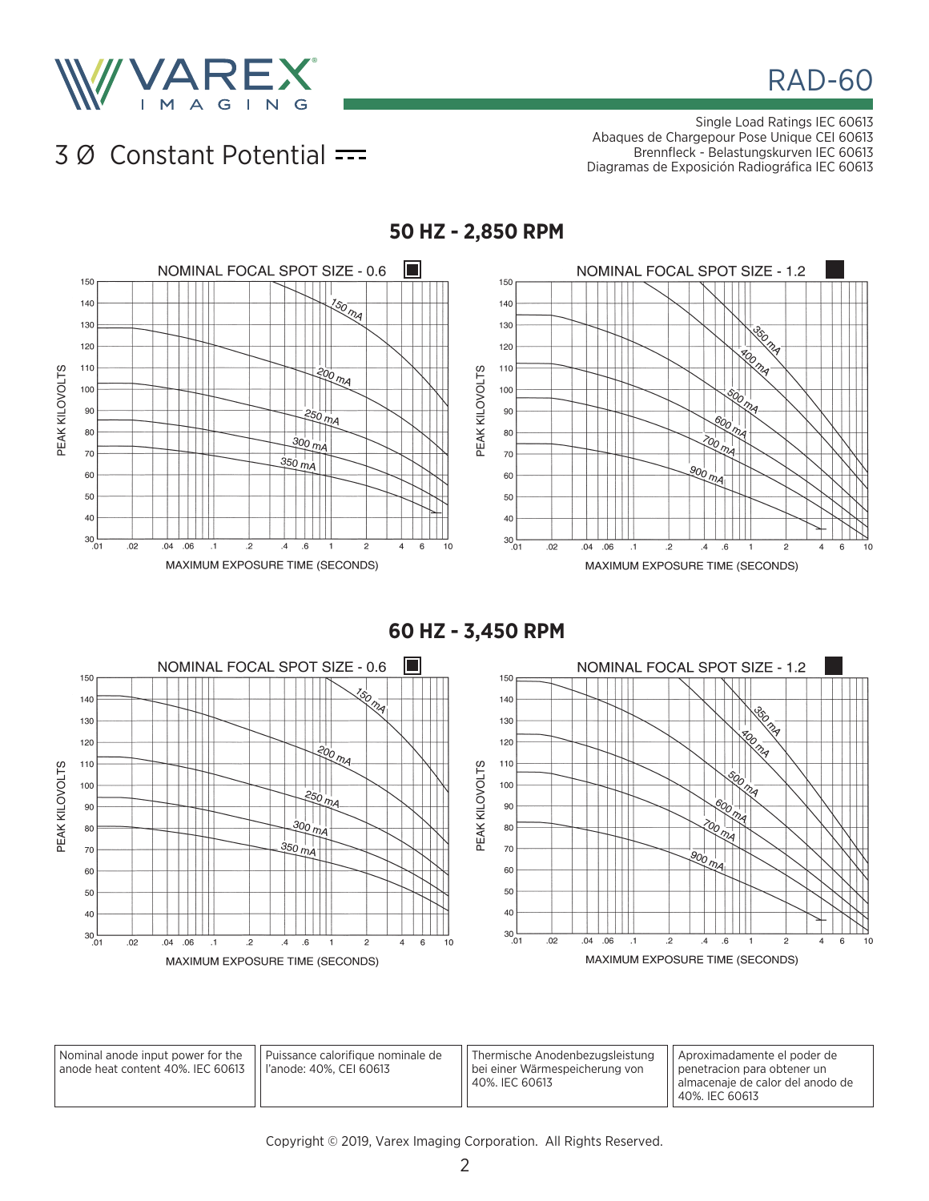# RAD-60

## 3 Ø Constant Potential ⎓

Single Load Ratings IEC 60613
Abaques de Chargepour Pose Unique CEI 60613
Brennfleck - Belastungskurven IEC 60613
Diagramas de Exposición Radiográfica IEC 60613

### 50 HZ - 2,850 RPM

NOMINAL FOCAL SPOT SIZE - 0.6

PEAK KILOVOLTS

150 mA, 200 mA, 250 mA, 300 mA, 350 mA

MAXIMUM EXPOSURE TIME (SECONDS)

NOMINAL FOCAL SPOT SIZE - 1.2

PEAK KILOVOLTS

350 mA, 400 mA, 500 mA, 600 mA, 700 mA, 900 mA

MAXIMUM EXPOSURE TIME (SECONDS)

### 60 HZ - 3,450 RPM

NOMINAL FOCAL SPOT SIZE - 0.6

PEAK KILOVOLTS

150 mA, 200 mA, 250 mA, 300 mA, 350 mA

MAXIMUM EXPOSURE TIME (SECONDS)

NOMINAL FOCAL SPOT SIZE - 1.2

PEAK KILOVOLTS

350 mA, 400 mA, 500 mA, 600 mA, 700 mA, 900 mA

MAXIMUM EXPOSURE TIME (SECONDS)

| Nominal anode input power for the anode heat content 40%. IEC 60613 | Puissance calorifique nominale de l'anode: 40%, CEI 60613 | Thermische Anodenbezugsleistung bei einer Wärmespeicherung von 40%. IEC 60613 | Aproximadamente el poder de penetracion para obtener un almacenaje de calor del anodo de 40%. IEC 60613 |
|---|---|---|---|

Copyright © 2019, Varex Imaging Corporation. All Rights Reserved.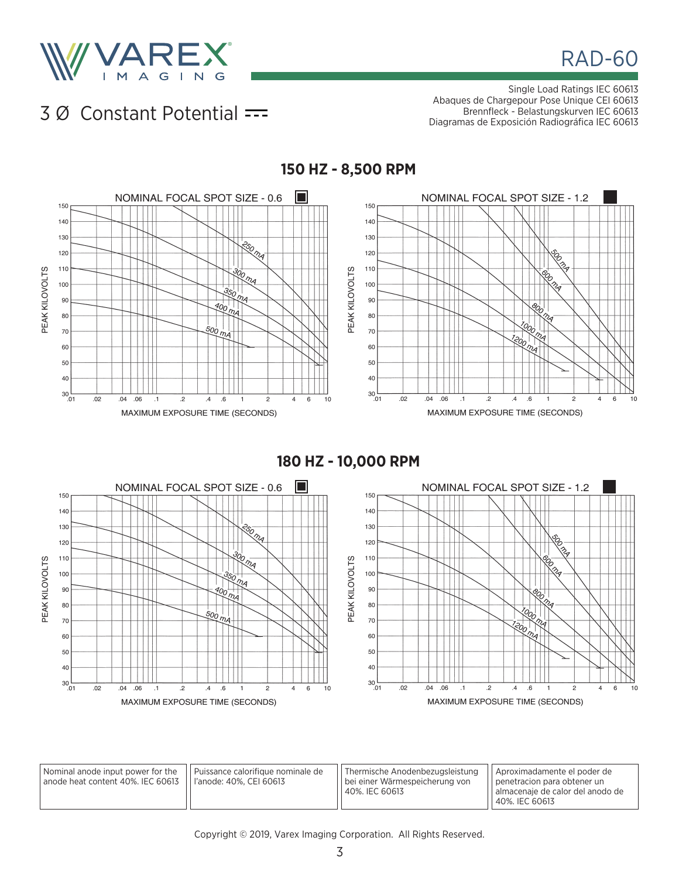# 3 Ø Constant Potential

Single Load Ratings IEC 60613
Abaques de Chargepour Pose Unique CEI 60613
Brennfleck - Belastungskurven IEC 60613
Diagramas de Exposición Radiográfica IEC 60613

## 150 HZ - 8,500 RPM

NOMINAL FOCAL SPOT SIZE - 0.6

PEAK KILOVOLTS

250 mA
300 mA
350 mA
400 mA
500 mA

MAXIMUM EXPOSURE TIME (SECONDS)

NOMINAL FOCAL SPOT SIZE - 1.2

PEAK KILOVOLTS

500 mA
600 mA
800 mA
1000 mA
1200 mA

MAXIMUM EXPOSURE TIME (SECONDS)

## 180 HZ - 10,000 RPM

NOMINAL FOCAL SPOT SIZE - 0.6

PEAK KILOVOLTS

250 mA
300 mA
350 mA
400 mA
500 mA

MAXIMUM EXPOSURE TIME (SECONDS)

NOMINAL FOCAL SPOT SIZE - 1.2

PEAK KILOVOLTS

500 mA
600 mA
800 mA
1000 mA
1200 mA

MAXIMUM EXPOSURE TIME (SECONDS)

| Nominal anode input power for the anode heat content 40%. IEC 60613 | Puissance calorifique nominale de l'anode: 40%, CEI 60613 | Thermische Anodenbezugsleistung bei einer Wärmespeicherung von 40%. IEC 60613 | Aproximadamente el poder de penetracion para obtener un almacenaje de calor del anodo de 40%. IEC 60613 |
|---|---|---|---|

Copyright © 2019, Varex Imaging Corporation. All Rights Reserved.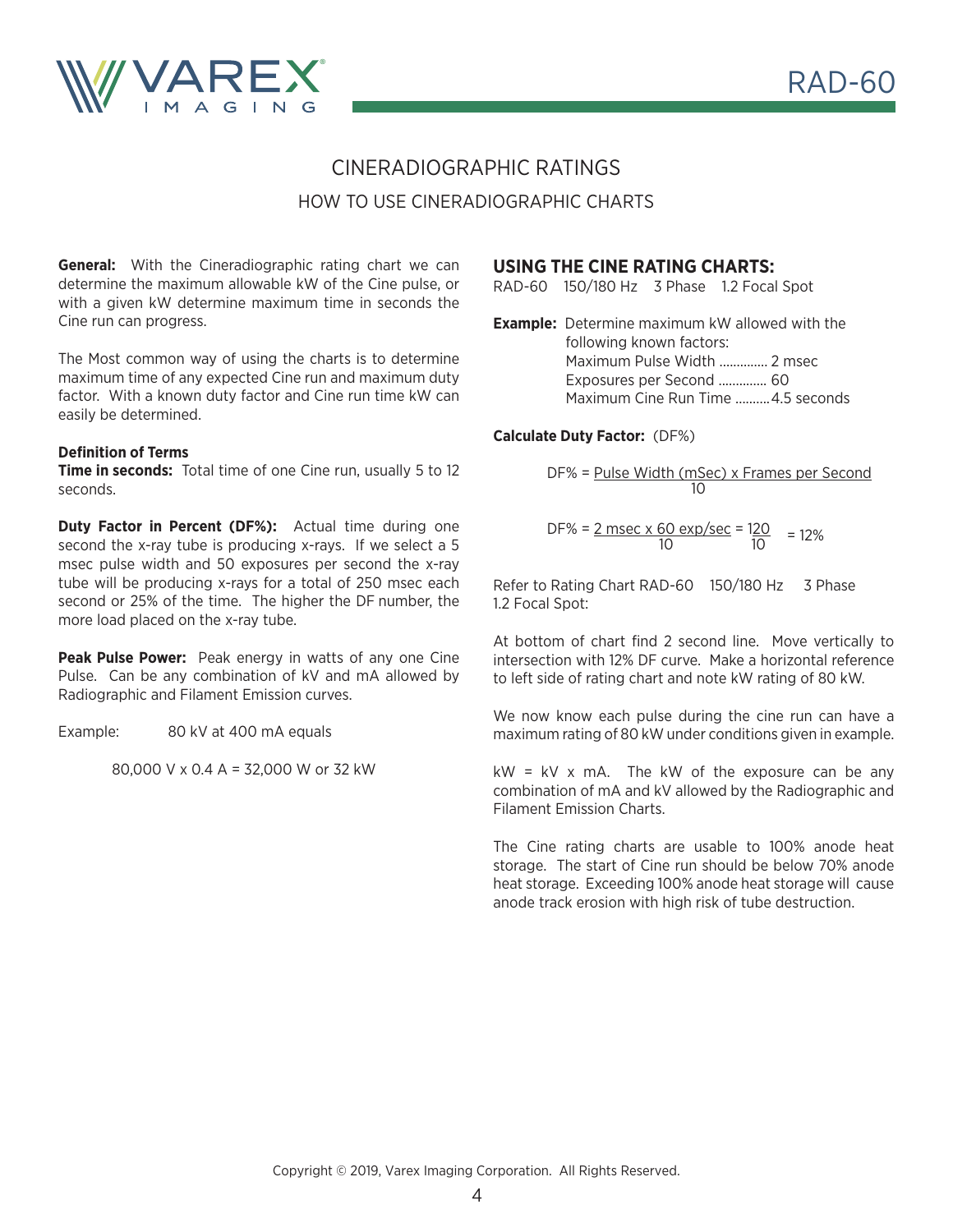# CINERADIOGRAPHIC RATINGS

## HOW TO USE CINERADIOGRAPHIC CHARTS

**General:** With the Cineradiographic rating chart we can determine the maximum allowable kW of the Cine pulse, or with a given kW determine maximum time in seconds the Cine run can progress.

The Most common way of using the charts is to determine maximum time of any expected Cine run and maximum duty factor. With a known duty factor and Cine run time kW can easily be determined.

**Definition of Terms**

**Time in seconds:** Total time of one Cine run, usually 5 to 12 seconds.

**Duty Factor in Percent (DF%):** Actual time during one second the x-ray tube is producing x-rays. If we select a 5 msec pulse width and 50 exposures per second the x-ray tube will be producing x-rays for a total of 250 msec each second or 25% of the time. The higher the DF number, the more load placed on the x-ray tube.

**Peak Pulse Power:** Peak energy in watts of any one Cine Pulse. Can be any combination of kV and mA allowed by Radiographic and Filament Emission curves.

Example: 80 kV at 400 mA equals

80,000 V x 0.4 A = 32,000 W or 32 kW

### USING THE CINE RATING CHARTS:

RAD-60 150/180 Hz 3 Phase 1.2 Focal Spot

**Example:** Determine maximum kW allowed with the following known factors:
- Maximum Pulse Width .............. 2 msec
- Exposures per Second .............. 60
- Maximum Cine Run Time ..........4.5 seconds

**Calculate Duty Factor:** (DF%)

$$DF\% = \frac{\text{Pulse Width (mSec) x Frames per Second}}{10}$$

$$DF\% = \frac{\text{2 msec x 60 exp/sec}}{10} = \frac{120}{10} = 12\%$$

Refer to Rating Chart RAD-60 150/180 Hz 3 Phase 1.2 Focal Spot:

At bottom of chart find 2 second line. Move vertically to intersection with 12% DF curve. Make a horizontal reference to left side of rating chart and note kW rating of 80 kW.

We now know each pulse during the cine run can have a maximum rating of 80 kW under conditions given in example.

kW = kV x mA. The kW of the exposure can be any combination of mA and kV allowed by the Radiographic and Filament Emission Charts.

The Cine rating charts are usable to 100% anode heat storage. The start of Cine run should be below 70% anode heat storage. Exceeding 100% anode heat storage will cause anode track erosion with high risk of tube destruction.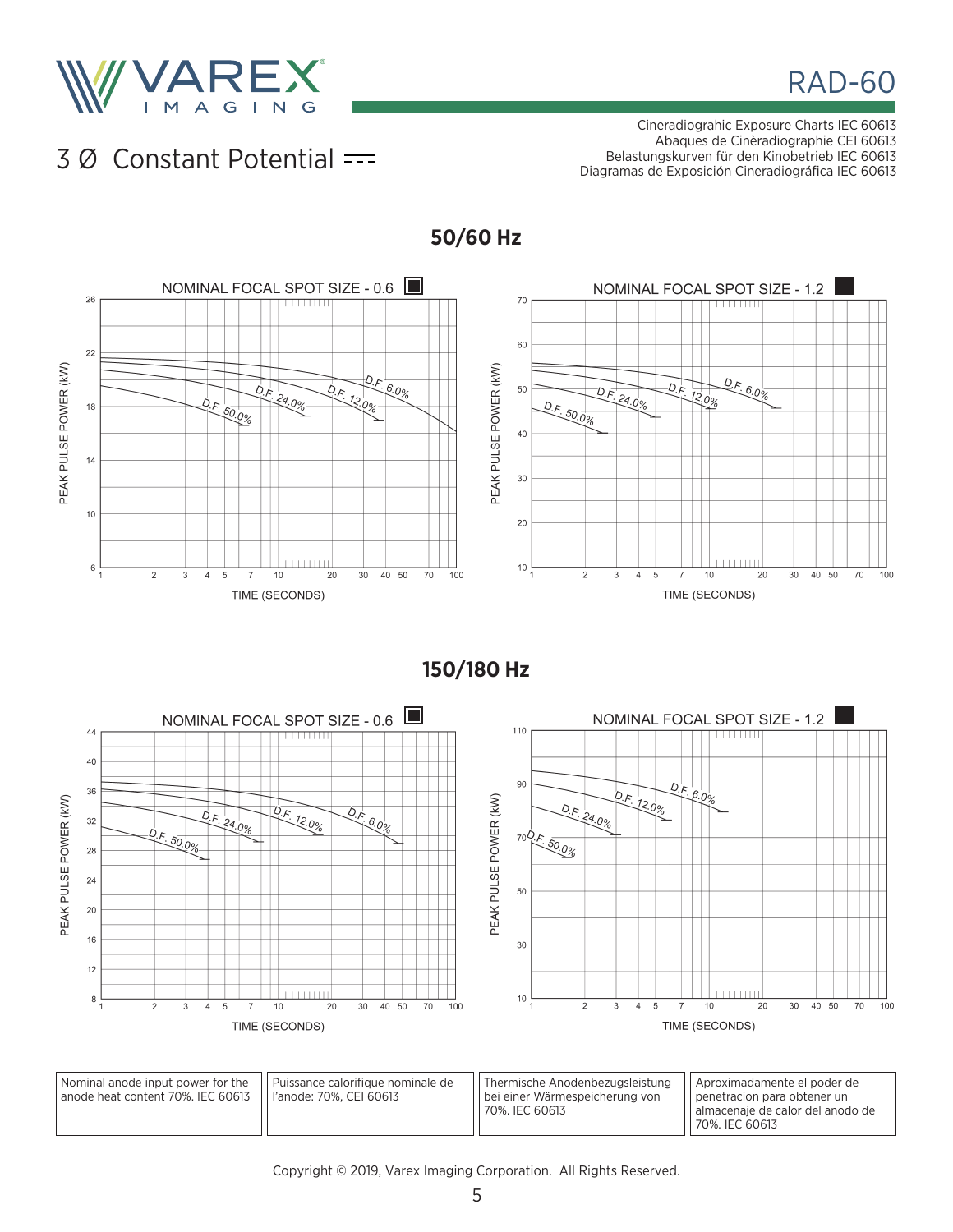# 3 Ø Constant Potential

Cineradiograhic Exposure Charts IEC 60613
Abaques de Cinèradiographie CEI 60613
Belastungskurven für den Kinobetrieb IEC 60613
Diagramas de Exposición Cineradiográfica IEC 60613

## 50/60 Hz

NOMINAL FOCAL SPOT SIZE - 0.6

PEAK PULSE POWER (kW) — TIME (SECONDS)

D.F. 50.0%, D.F. 24.0%, D.F. 12.0%, D.F. 6.0%

NOMINAL FOCAL SPOT SIZE - 1.2

PEAK PULSE POWER (kW) — TIME (SECONDS)

D.F. 50.0%, D.F. 24.0%, D.F. 12.0%, D.F. 6.0%

## 150/180 Hz

NOMINAL FOCAL SPOT SIZE - 0.6

PEAK PULSE POWER (kW) — TIME (SECONDS)

D.F. 50.0%, D.F. 24.0%, D.F. 12.0%, D.F. 6.0%

NOMINAL FOCAL SPOT SIZE - 1.2

PEAK PULSE POWER (kW) — TIME (SECONDS)

D.F. 50.0%, D.F. 24.0%, D.F. 12.0%, D.F. 6.0%

| Nominal anode input power for the anode heat content 70%. IEC 60613 | Puissance calorifique nominale de l'anode: 70%, CEI 60613 | Thermische Anodenbezugsleistung bei einer Wärmespeicherung von 70%. IEC 60613 | Aproximadamente el poder de penetracion para obtener un almacenaje de calor del anodo de 70%. IEC 60613 |
|---|---|---|---|

Copyright © 2019, Varex Imaging Corporation. All Rights Reserved.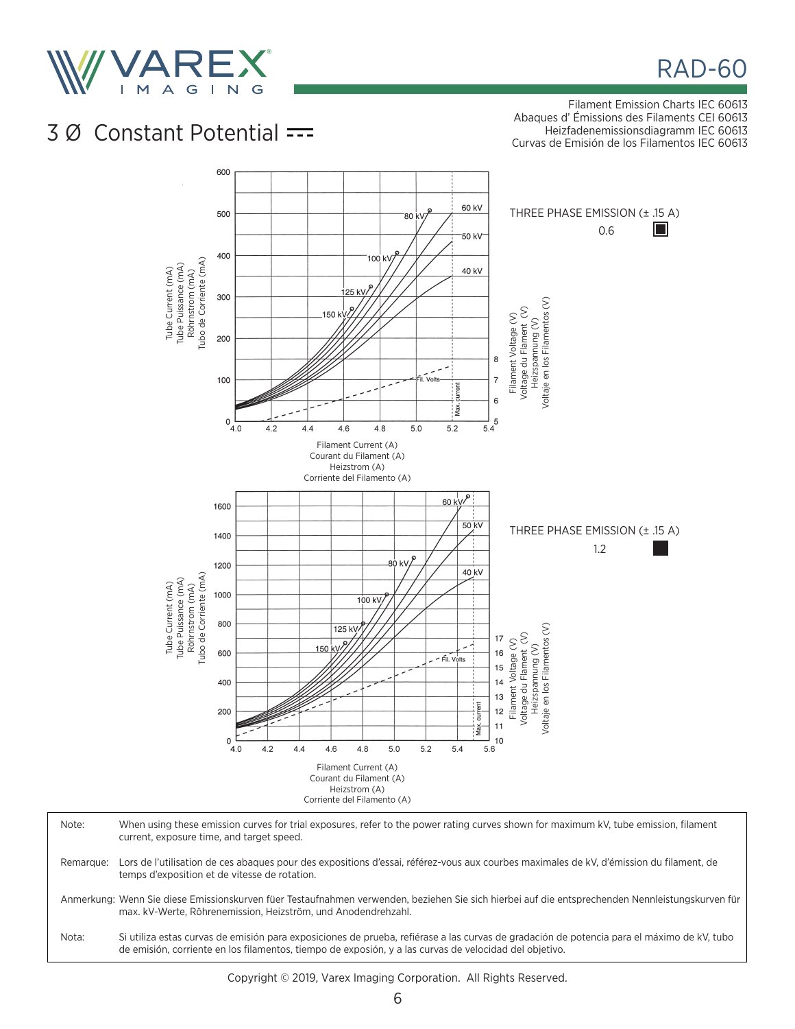# RAD-60

Filament Emission Charts IEC 60613
Abaques d' Émissions des Filaments CEI 60613
Heizfadenemissionsdiagramm IEC 60613
Curvas de Emisión de los Filamentos IEC 60613

## 3 Ø Constant Potential

THREE PHASE EMISSION (± .15 A)

0.6

Tube Current (mA)
Tube Puissance (mA)
Röhrnstrom (mA)
Tubo de Corriente (mA)

Filament Current (A)
Courant du Filament (A)
Heizstrom (A)
Corriente del Filamento (A)

Filament Voltage (V)
Voltage du Flament (V)
Heizspannung (V)
Voltaje en los Filamentos (V)

THREE PHASE EMISSION (± .15 A)

1.2

Tube Current (mA)
Tube Puissance (mA)
Röhrnstrom (mA)
Tubo de Corriente (mA)

Filament Current (A)
Courant du Filament (A)
Heizstrom (A)
Corriente del Filamento (A)

Filament Voltage (V)
Voltage du Flament (V)
Heizspannung (V)
Voltaje en los Filamentos (V)

| | |
|---|---|
| Note: | When using these emission curves for trial exposures, refer to the power rating curves shown for maximum kV, tube emission, filament current, exposure time, and target speed. |
| Remarque: | Lors de l'utilisation de ces abaques pour des expositions d'essai, référez-vous aux courbes maximales de kV, d'émission du filament, de temps d'exposition et de vitesse de rotation. |
| Anmerkung: | Wenn Sie diese Emissionskurven füer Testaufnahmen verwenden, beziehen Sie sich hierbei auf die entsprechenden Nennleistungskurven für max. kV-Werte, Röhrenemission, Heizström, und Anodendrehzahl. |
| Nota: | Si utiliza estas curvas de emisión para exposiciones de prueba, refiérase a las curvas de gradación de potencia para el máximo de kV, tubo de emisión, corriente en los filamentos, tiempo de exposión, y a las curvas de velocidad del objetivo. |

Copyright © 2019, Varex Imaging Corporation. All Rights Reserved.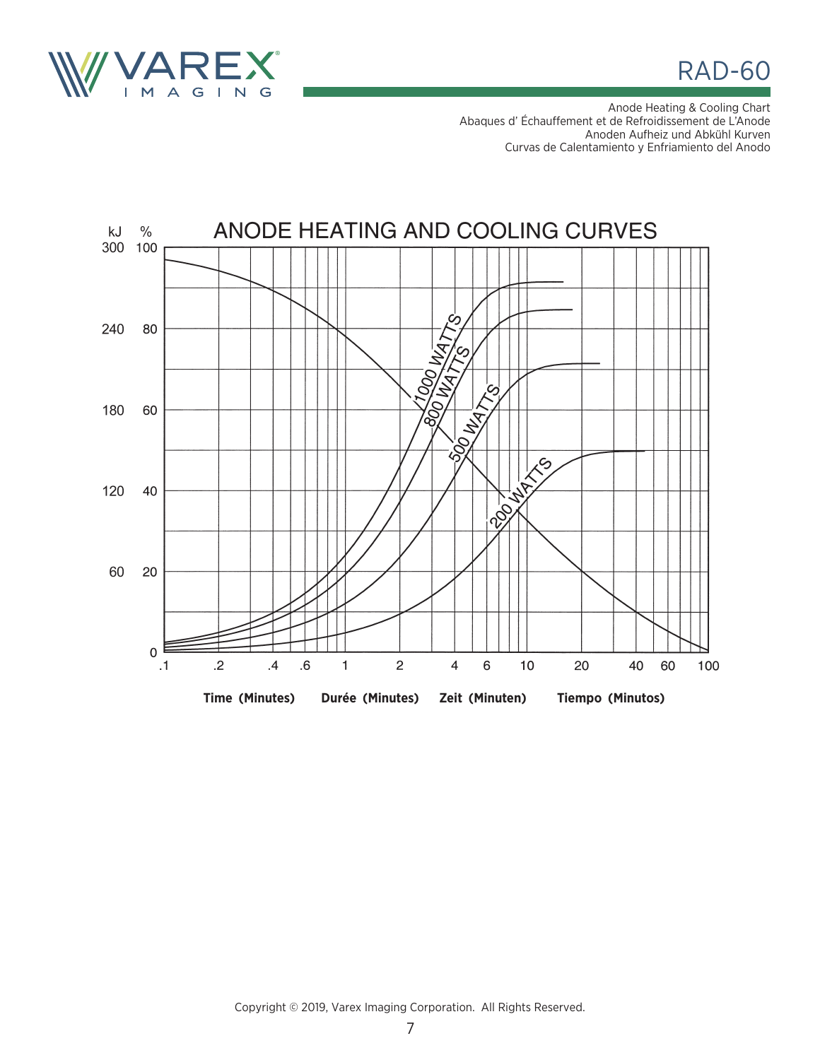# RAD-60

Anode Heating & Cooling Chart
Abaques d' Échauffement et de Refroidissement de L'Anode
Anoden Aufheiz und Abkühl Kurven
Curvas de Calentamiento y Enfriamiento del Anodo

## ANODE HEATING AND COOLING CURVES

| kJ | % |
|---|---|
| 300 | 100 |
| 240 | 80 |
| 180 | 60 |
| 120 | 40 |
| 60 | 20 |
| 0 | 0 |

Curves: 1000 WATTS, 800 WATTS, 500 WATTS, 200 WATTS

Time axis: .1, .2, .4, .6, 1, 2, 4, 6, 10, 20, 40, 60, 100

**Time (Minutes)** **Durée (Minutes)** **Zeit (Minuten)** **Tiempo (Minutos)**

Copyright © 2019, Varex Imaging Corporation. All Rights Reserved.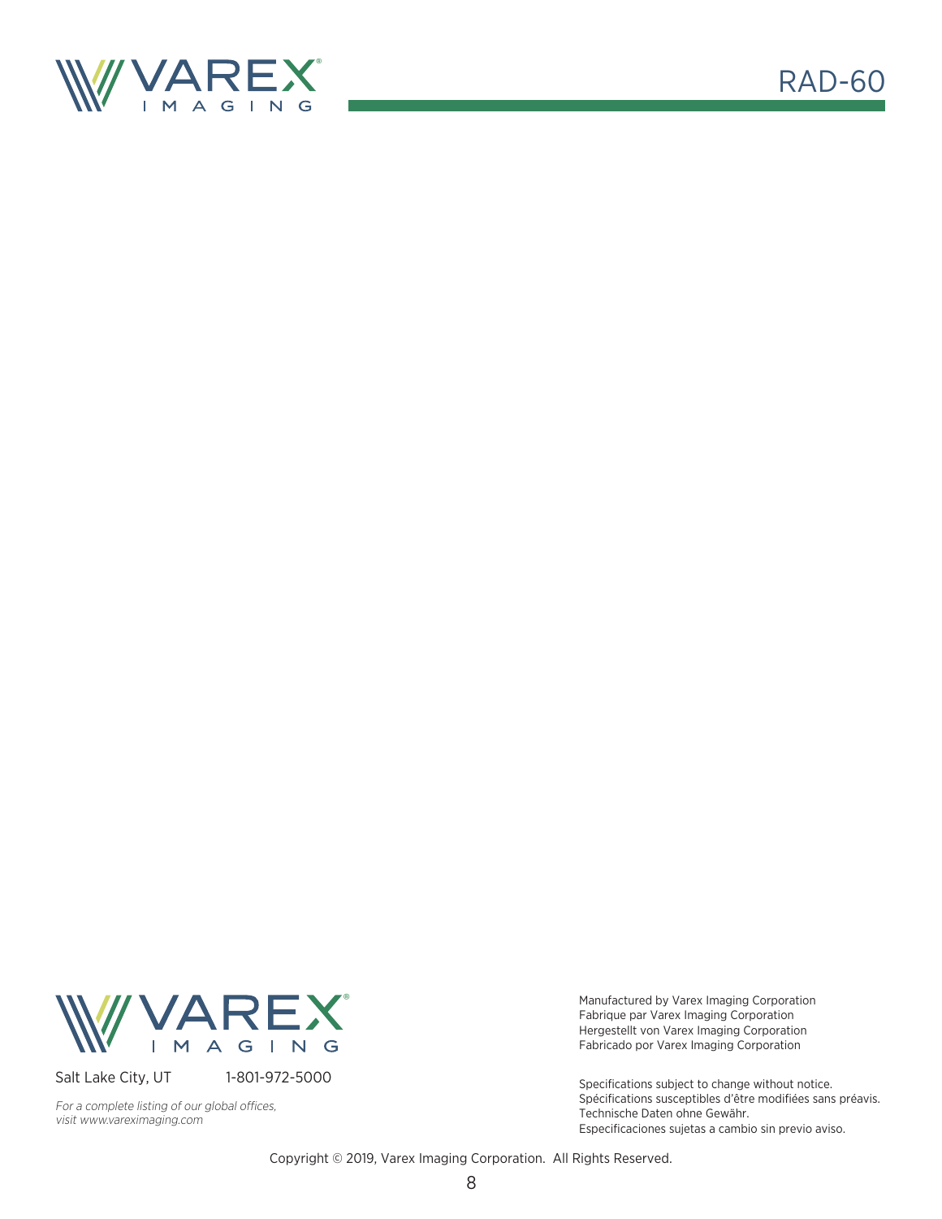VAREX IMAGING

Salt Lake City, UT 1-801-972-5000

*For a complete listing of our global offices, visit www.vareximaging.com*

Manufactured by Varex Imaging Corporation
Fabrique par Varex Imaging Corporation
Hergestellt von Varex Imaging Corporation
Fabricado por Varex Imaging Corporation

Specifications subject to change without notice.
Spécifications susceptibles d'être modifiées sans préavis.
Technische Daten ohne Gewähr.
Especificaciones sujetas a cambio sin previo aviso.

Copyright © 2019, Varex Imaging Corporation. All Rights Reserved.